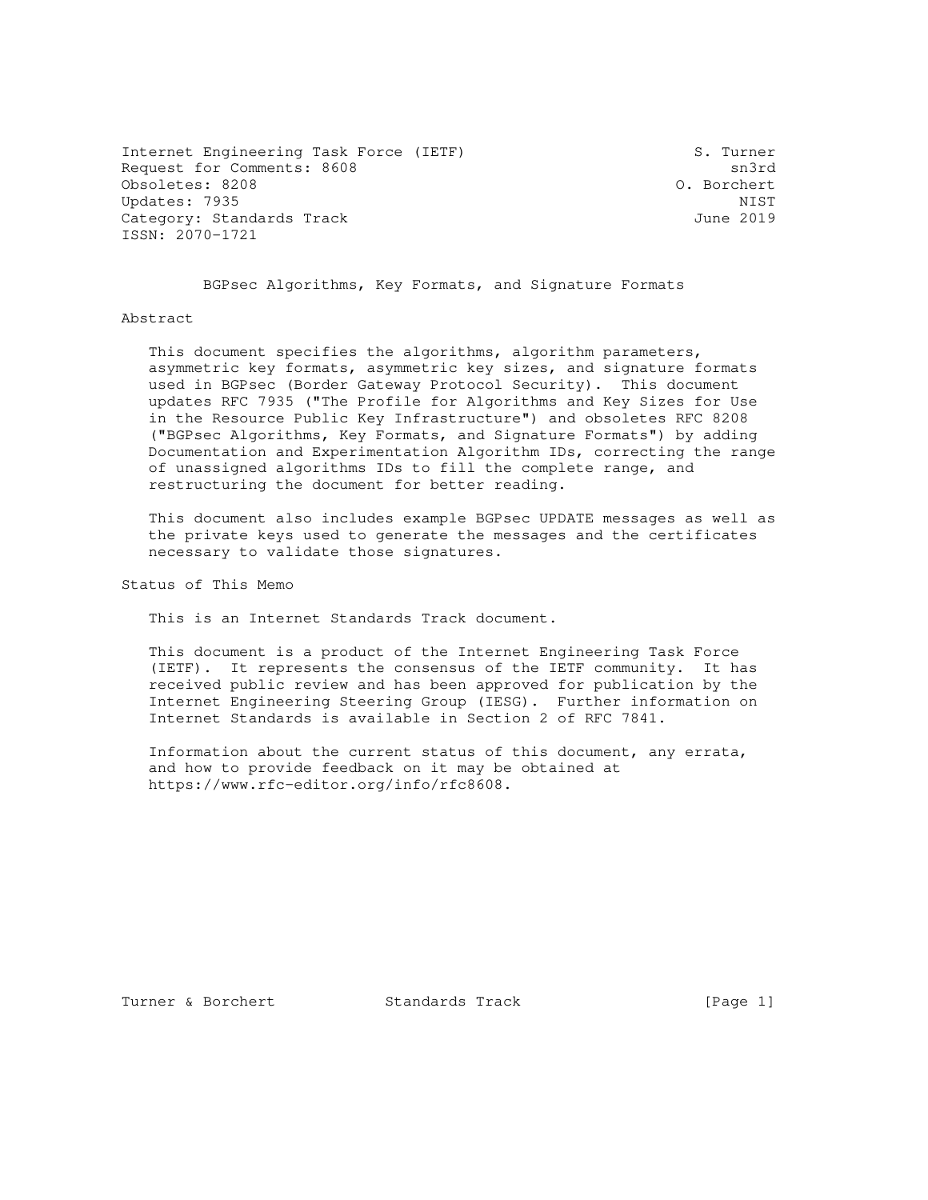Internet Engineering Task Force (IETF) S. Turner
Request for Comments: 8608 sn3rd
Obsoletes: 8208 O. Borchert
Updates: 7935 NIST
Category: Standards Track June 2019
ISSN: 2070-1721

# BGPsec Algorithms, Key Formats, and Signature Formats

## Abstract

This document specifies the algorithms, algorithm parameters, asymmetric key formats, asymmetric key sizes, and signature formats used in BGPsec (Border Gateway Protocol Security). This document updates RFC 7935 ("The Profile for Algorithms and Key Sizes for Use in the Resource Public Key Infrastructure") and obsoletes RFC 8208 ("BGPsec Algorithms, Key Formats, and Signature Formats") by adding Documentation and Experimentation Algorithm IDs, correcting the range of unassigned algorithms IDs to fill the complete range, and restructuring the document for better reading.

This document also includes example BGPsec UPDATE messages as well as the private keys used to generate the messages and the certificates necessary to validate those signatures.

## Status of This Memo

This is an Internet Standards Track document.

This document is a product of the Internet Engineering Task Force (IETF). It represents the consensus of the IETF community. It has received public review and has been approved for publication by the Internet Engineering Steering Group (IESG). Further information on Internet Standards is available in Section 2 of RFC 7841.

Information about the current status of this document, any errata, and how to provide feedback on it may be obtained at https://www.rfc-editor.org/info/rfc8608.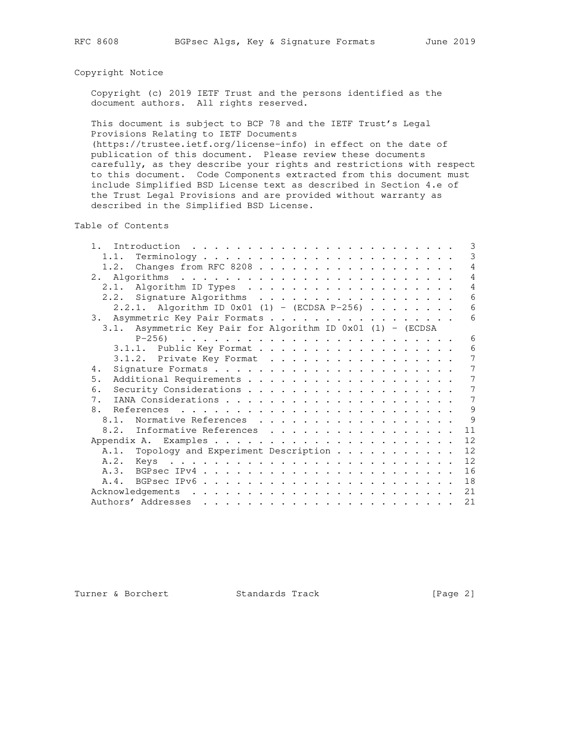## Copyright Notice

Copyright (c) 2019 IETF Trust and the persons identified as the document authors. All rights reserved.

This document is subject to BCP 78 and the IETF Trust's Legal Provisions Relating to IETF Documents (https://trustee.ietf.org/license-info) in effect on the date of publication of this document. Please review these documents carefully, as they describe your rights and restrictions with respect to this document. Code Components extracted from this document must include Simplified BSD License text as described in Section 4.e of the Trust Legal Provisions and are provided without warranty as described in the Simplified BSD License.

## Table of Contents

```
   1.  Introduction . . . . . . . . . . . . . . . . . . . . . . . .   3
     1.1.  Terminology . . . . . . . . . . . . . . . . . . . . . . .   3
     1.2.  Changes from RFC 8208 . . . . . . . . . . . . . . . . . .   4
   2.  Algorithms  . . . . . . . . . . . . . . . . . . . . . . . . .   4
     2.1.  Algorithm ID Types  . . . . . . . . . . . . . . . . . . .   4
     2.2.  Signature Algorithms  . . . . . . . . . . . . . . . . . .   6
       2.2.1.  Algorithm ID 0x01 (1) - (ECDSA P-256) . . . . . . . .   6
   3.  Asymmetric Key Pair Formats . . . . . . . . . . . . . . . . .   6
     3.1.  Asymmetric Key Pair for Algorithm ID 0x01 (1) - (ECDSA
           P-256)  . . . . . . . . . . . . . . . . . . . . . . . . .   6
       3.1.1.  Public Key Format . . . . . . . . . . . . . . . . . .   6
       3.1.2.  Private Key Format  . . . . . . . . . . . . . . . . .   7
   4.  Signature Formats . . . . . . . . . . . . . . . . . . . . . .   7
   5.  Additional Requirements . . . . . . . . . . . . . . . . . . .   7
   6.  Security Considerations . . . . . . . . . . . . . . . . . . .   7
   7.  IANA Considerations . . . . . . . . . . . . . . . . . . . . .   7
   8.  References  . . . . . . . . . . . . . . . . . . . . . . . . .   9
     8.1.  Normative References  . . . . . . . . . . . . . . . . . .   9
     8.2.  Informative References  . . . . . . . . . . . . . . . . .  11
   Appendix A.  Examples . . . . . . . . . . . . . . . . . . . . . .  12
     A.1.  Topology and Experiment Description . . . . . . . . . . .  12
     A.2.  Keys  . . . . . . . . . . . . . . . . . . . . . . . . . .  12
     A.3.  BGPsec IPv4 . . . . . . . . . . . . . . . . . . . . . . .  16
     A.4.  BGPsec IPv6 . . . . . . . . . . . . . . . . . . . . . . .  18
   Acknowledgements  . . . . . . . . . . . . . . . . . . . . . . . .  21
   Authors' Addresses  . . . . . . . . . . . . . . . . . . . . . . .  21
```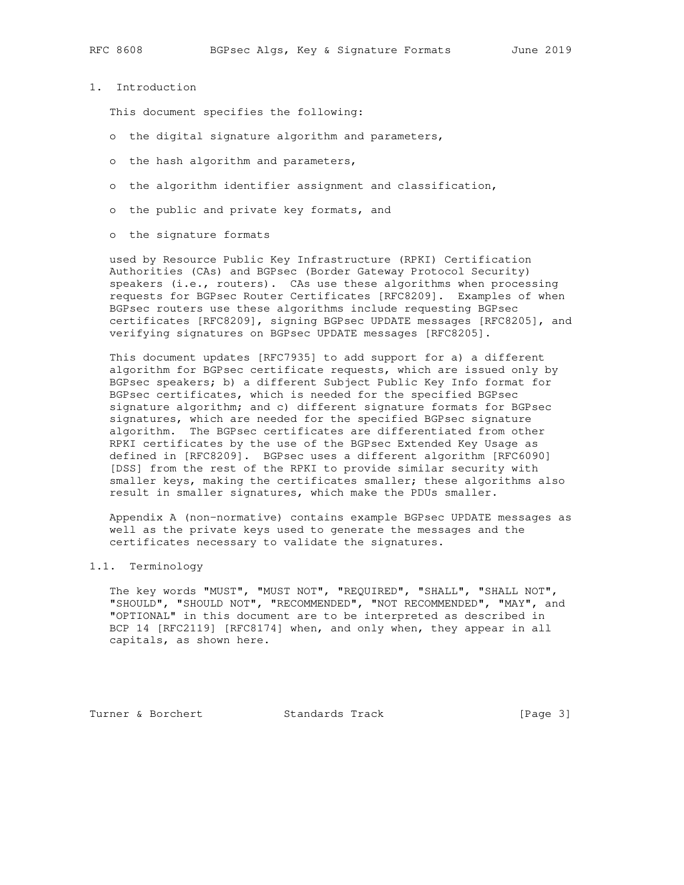## 1. Introduction

This document specifies the following:

- the digital signature algorithm and parameters,
- the hash algorithm and parameters,
- the algorithm identifier assignment and classification,
- the public and private key formats, and
- the signature formats

used by Resource Public Key Infrastructure (RPKI) Certification Authorities (CAs) and BGPsec (Border Gateway Protocol Security) speakers (i.e., routers). CAs use these algorithms when processing requests for BGPsec Router Certificates [RFC8209]. Examples of when BGPsec routers use these algorithms include requesting BGPsec certificates [RFC8209], signing BGPsec UPDATE messages [RFC8205], and verifying signatures on BGPsec UPDATE messages [RFC8205].

This document updates [RFC7935] to add support for a) a different algorithm for BGPsec certificate requests, which are issued only by BGPsec speakers; b) a different Subject Public Key Info format for BGPsec certificates, which is needed for the specified BGPsec signature algorithm; and c) different signature formats for BGPsec signatures, which are needed for the specified BGPsec signature algorithm. The BGPsec certificates are differentiated from other RPKI certificates by the use of the BGPsec Extended Key Usage as defined in [RFC8209]. BGPsec uses a different algorithm [RFC6090] [DSS] from the rest of the RPKI to provide similar security with smaller keys, making the certificates smaller; these algorithms also result in smaller signatures, which make the PDUs smaller.

Appendix A (non-normative) contains example BGPsec UPDATE messages as well as the private keys used to generate the messages and the certificates necessary to validate the signatures.

### 1.1. Terminology

The key words "MUST", "MUST NOT", "REQUIRED", "SHALL", "SHALL NOT", "SHOULD", "SHOULD NOT", "RECOMMENDED", "NOT RECOMMENDED", "MAY", and "OPTIONAL" in this document are to be interpreted as described in BCP 14 [RFC2119] [RFC8174] when, and only when, they appear in all capitals, as shown here.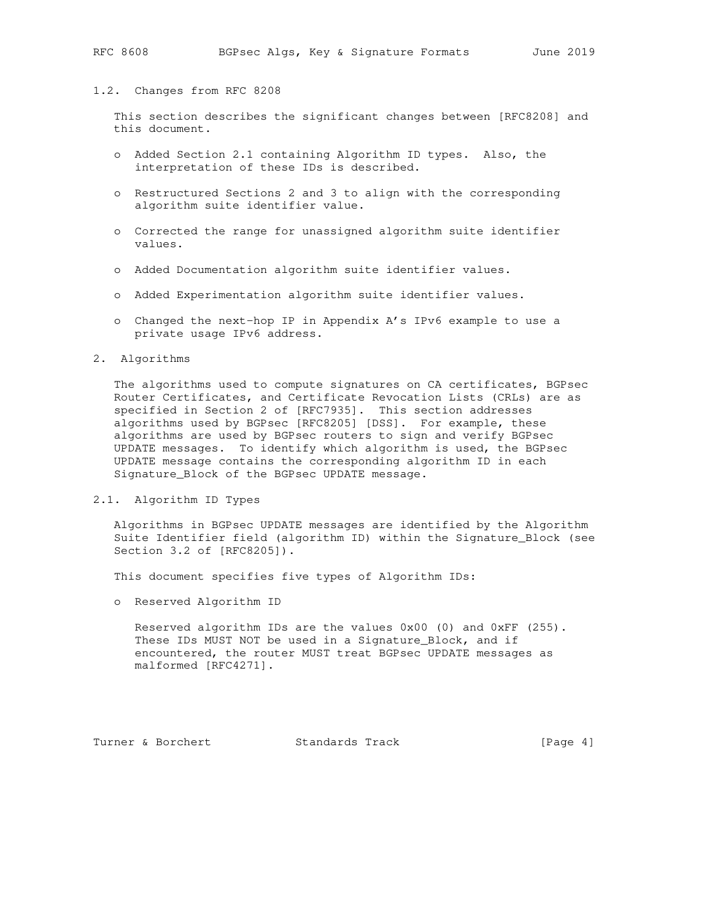### 1.2. Changes from RFC 8208

This section describes the significant changes between [RFC8208] and this document.

- Added Section 2.1 containing Algorithm ID types. Also, the interpretation of these IDs is described.
- Restructured Sections 2 and 3 to align with the corresponding algorithm suite identifier value.
- Corrected the range for unassigned algorithm suite identifier values.
- Added Documentation algorithm suite identifier values.
- Added Experimentation algorithm suite identifier values.
- Changed the next-hop IP in Appendix A's IPv6 example to use a private usage IPv6 address.

## 2. Algorithms

The algorithms used to compute signatures on CA certificates, BGPsec Router Certificates, and Certificate Revocation Lists (CRLs) are as specified in Section 2 of [RFC7935]. This section addresses algorithms used by BGPsec [RFC8205] [DSS]. For example, these algorithms are used by BGPsec routers to sign and verify BGPsec UPDATE messages. To identify which algorithm is used, the BGPsec UPDATE message contains the corresponding algorithm ID in each Signature_Block of the BGPsec UPDATE message.

### 2.1. Algorithm ID Types

Algorithms in BGPsec UPDATE messages are identified by the Algorithm Suite Identifier field (algorithm ID) within the Signature_Block (see Section 3.2 of [RFC8205]).

This document specifies five types of Algorithm IDs:

- Reserved Algorithm ID

  Reserved algorithm IDs are the values 0x00 (0) and 0xFF (255). These IDs MUST NOT be used in a Signature_Block, and if encountered, the router MUST treat BGPsec UPDATE messages as malformed [RFC4271].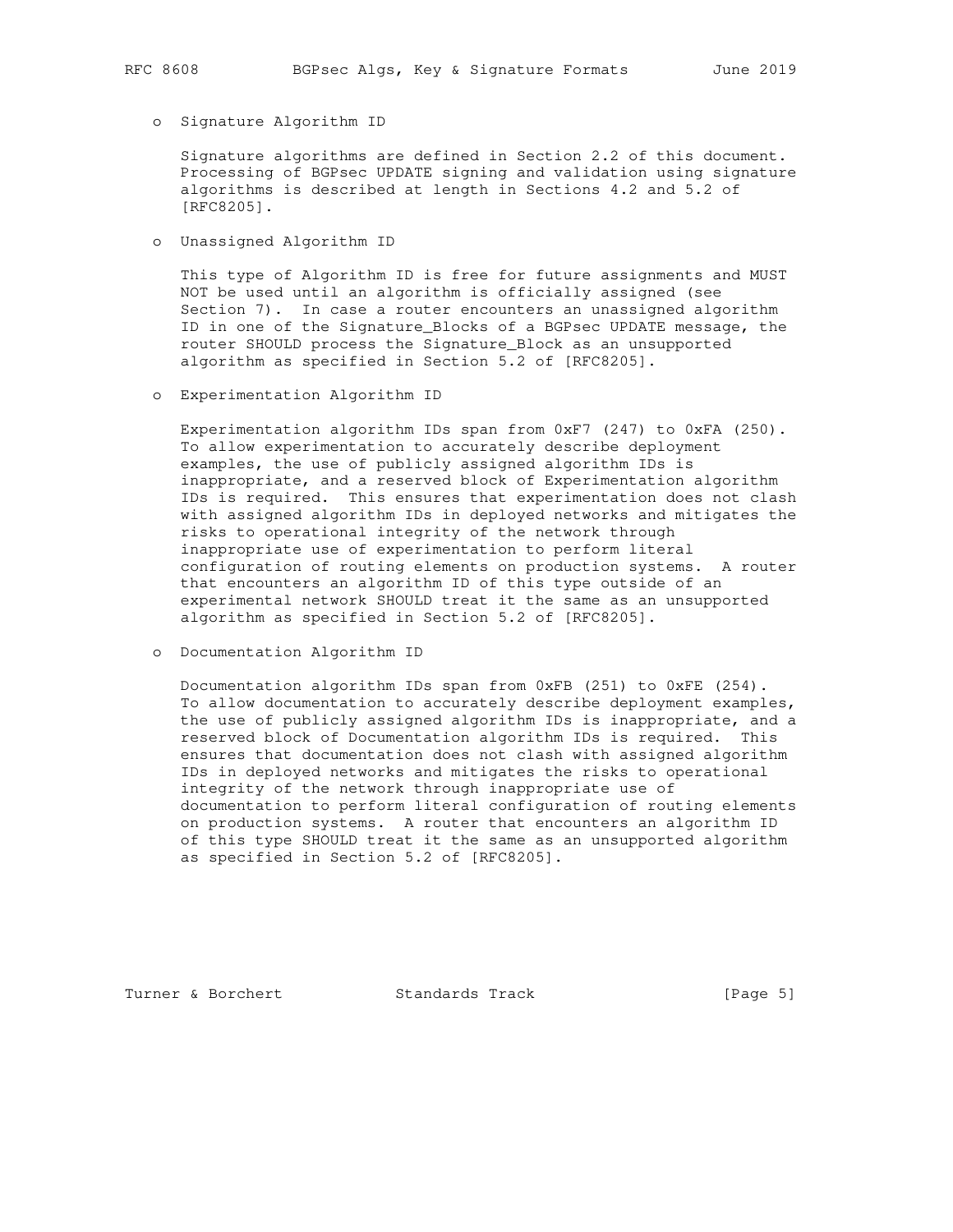- Signature Algorithm ID

  Signature algorithms are defined in Section 2.2 of this document. Processing of BGPsec UPDATE signing and validation using signature algorithms is described at length in Sections 4.2 and 5.2 of [RFC8205].

- Unassigned Algorithm ID

  This type of Algorithm ID is free for future assignments and MUST NOT be used until an algorithm is officially assigned (see Section 7). In case a router encounters an unassigned algorithm ID in one of the Signature_Blocks of a BGPsec UPDATE message, the router SHOULD process the Signature_Block as an unsupported algorithm as specified in Section 5.2 of [RFC8205].

- Experimentation Algorithm ID

  Experimentation algorithm IDs span from 0xF7 (247) to 0xFA (250). To allow experimentation to accurately describe deployment examples, the use of publicly assigned algorithm IDs is inappropriate, and a reserved block of Experimentation algorithm IDs is required. This ensures that experimentation does not clash with assigned algorithm IDs in deployed networks and mitigates the risks to operational integrity of the network through inappropriate use of experimentation to perform literal configuration of routing elements on production systems. A router that encounters an algorithm ID of this type outside of an experimental network SHOULD treat it the same as an unsupported algorithm as specified in Section 5.2 of [RFC8205].

- Documentation Algorithm ID

  Documentation algorithm IDs span from 0xFB (251) to 0xFE (254). To allow documentation to accurately describe deployment examples, the use of publicly assigned algorithm IDs is inappropriate, and a reserved block of Documentation algorithm IDs is required. This ensures that documentation does not clash with assigned algorithm IDs in deployed networks and mitigates the risks to operational integrity of the network through inappropriate use of documentation to perform literal configuration of routing elements on production systems. A router that encounters an algorithm ID of this type SHOULD treat it the same as an unsupported algorithm as specified in Section 5.2 of [RFC8205].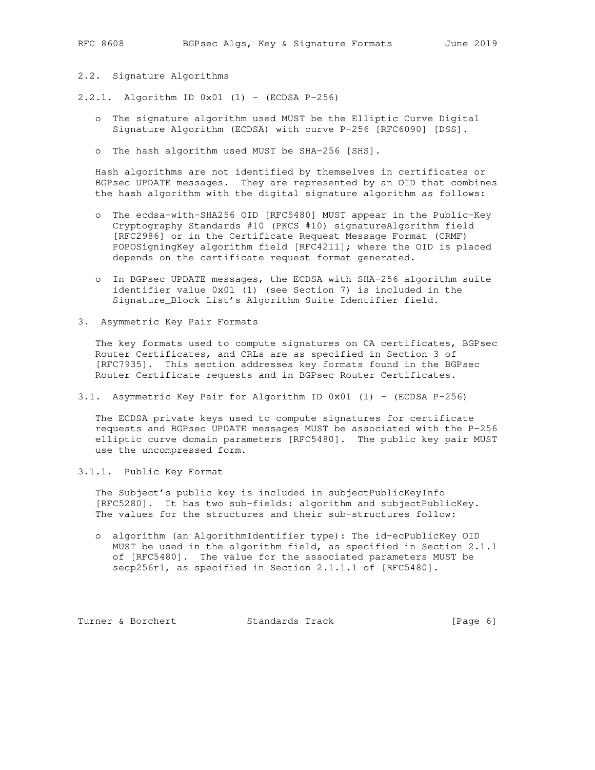### 2.2. Signature Algorithms

#### 2.2.1. Algorithm ID 0x01 (1) - (ECDSA P-256)

- The signature algorithm used MUST be the Elliptic Curve Digital Signature Algorithm (ECDSA) with curve P-256 [RFC6090] [DSS].
- The hash algorithm used MUST be SHA-256 [SHS].

Hash algorithms are not identified by themselves in certificates or BGPsec UPDATE messages. They are represented by an OID that combines the hash algorithm with the digital signature algorithm as follows:

- The ecdsa-with-SHA256 OID [RFC5480] MUST appear in the Public-Key Cryptography Standards #10 (PKCS #10) signatureAlgorithm field [RFC2986] or in the Certificate Request Message Format (CRMF) POPOSigningKey algorithm field [RFC4211]; where the OID is placed depends on the certificate request format generated.
- In BGPsec UPDATE messages, the ECDSA with SHA-256 algorithm suite identifier value 0x01 (1) (see Section 7) is included in the Signature_Block List's Algorithm Suite Identifier field.

## 3. Asymmetric Key Pair Formats

The key formats used to compute signatures on CA certificates, BGPsec Router Certificates, and CRLs are as specified in Section 3 of [RFC7935]. This section addresses key formats found in the BGPsec Router Certificate requests and in BGPsec Router Certificates.

### 3.1. Asymmetric Key Pair for Algorithm ID 0x01 (1) - (ECDSA P-256)

The ECDSA private keys used to compute signatures for certificate requests and BGPsec UPDATE messages MUST be associated with the P-256 elliptic curve domain parameters [RFC5480]. The public key pair MUST use the uncompressed form.

#### 3.1.1. Public Key Format

The Subject's public key is included in subjectPublicKeyInfo [RFC5280]. It has two sub-fields: algorithm and subjectPublicKey. The values for the structures and their sub-structures follow:

- algorithm (an AlgorithmIdentifier type): The id-ecPublicKey OID MUST be used in the algorithm field, as specified in Section 2.1.1 of [RFC5480]. The value for the associated parameters MUST be secp256r1, as specified in Section 2.1.1.1 of [RFC5480].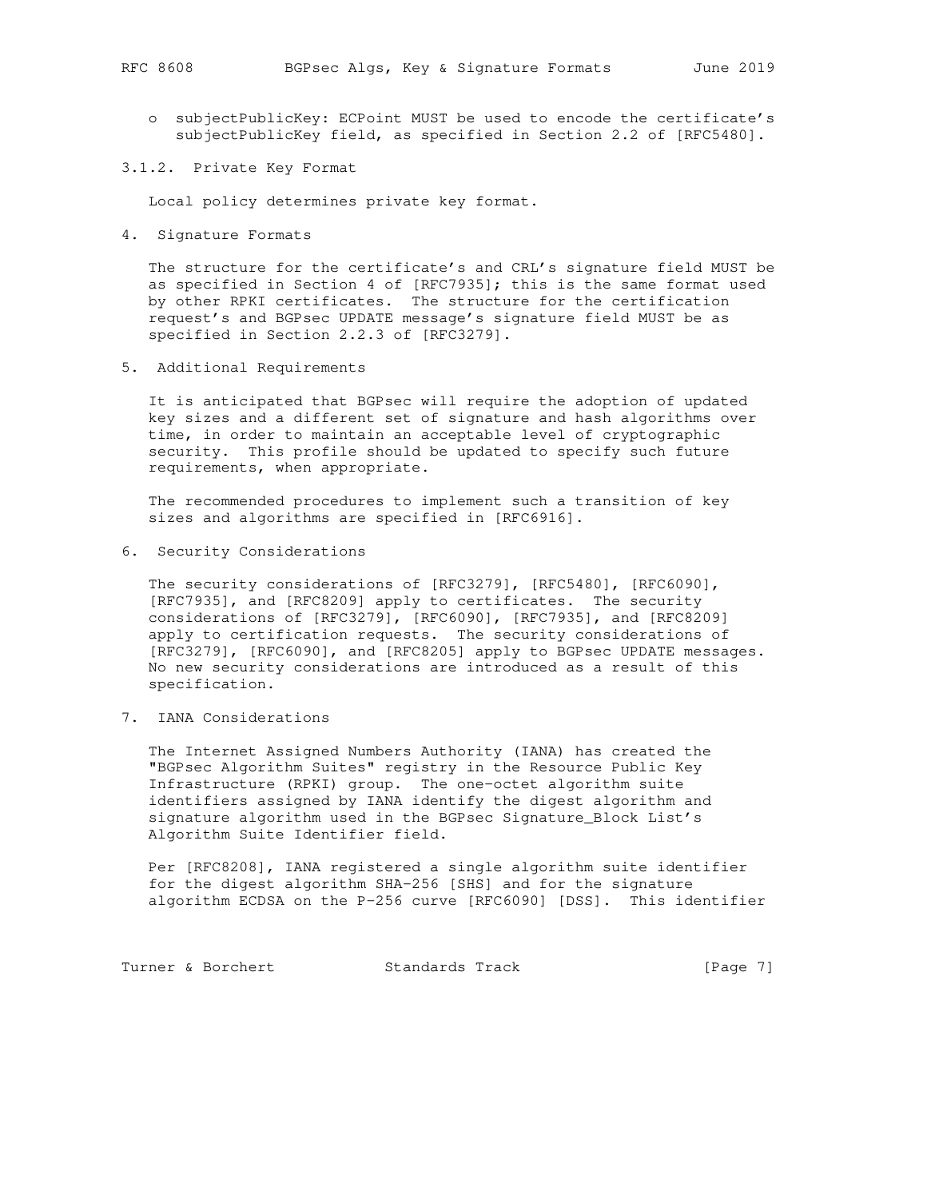- subjectPublicKey: ECPoint MUST be used to encode the certificate's subjectPublicKey field, as specified in Section 2.2 of [RFC5480].

#### 3.1.2. Private Key Format

Local policy determines private key format.

## 4. Signature Formats

The structure for the certificate's and CRL's signature field MUST be as specified in Section 4 of [RFC7935]; this is the same format used by other RPKI certificates. The structure for the certification request's and BGPsec UPDATE message's signature field MUST be as specified in Section 2.2.3 of [RFC3279].

## 5. Additional Requirements

It is anticipated that BGPsec will require the adoption of updated key sizes and a different set of signature and hash algorithms over time, in order to maintain an acceptable level of cryptographic security. This profile should be updated to specify such future requirements, when appropriate.

The recommended procedures to implement such a transition of key sizes and algorithms are specified in [RFC6916].

## 6. Security Considerations

The security considerations of [RFC3279], [RFC5480], [RFC6090], [RFC7935], and [RFC8209] apply to certificates. The security considerations of [RFC3279], [RFC6090], [RFC7935], and [RFC8209] apply to certification requests. The security considerations of [RFC3279], [RFC6090], and [RFC8205] apply to BGPsec UPDATE messages. No new security considerations are introduced as a result of this specification.

## 7. IANA Considerations

The Internet Assigned Numbers Authority (IANA) has created the "BGPsec Algorithm Suites" registry in the Resource Public Key Infrastructure (RPKI) group. The one-octet algorithm suite identifiers assigned by IANA identify the digest algorithm and signature algorithm used in the BGPsec Signature_Block List's Algorithm Suite Identifier field.

Per [RFC8208], IANA registered a single algorithm suite identifier for the digest algorithm SHA-256 [SHS] and for the signature algorithm ECDSA on the P-256 curve [RFC6090] [DSS]. This identifier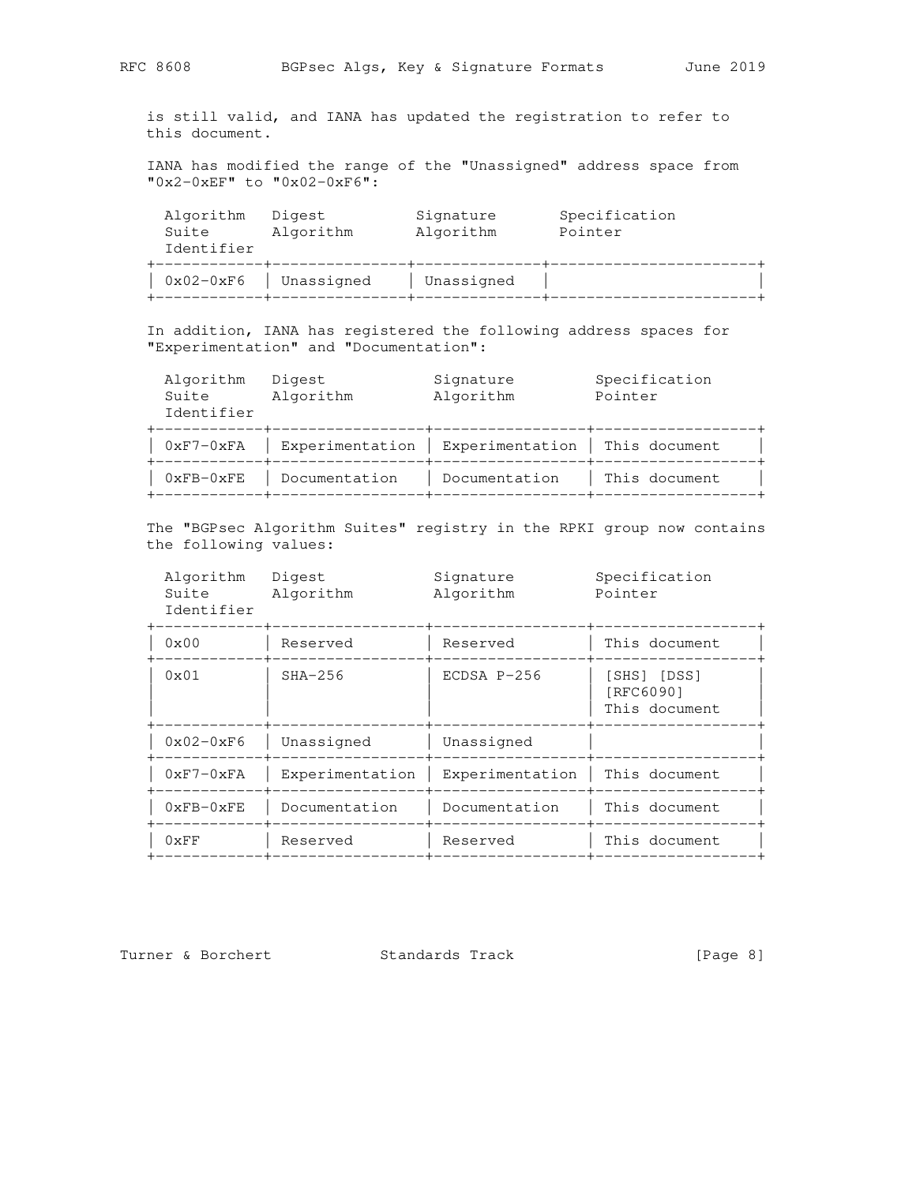is still valid, and IANA has updated the registration to refer to this document.

IANA has modified the range of the "Unassigned" address space from "0x2-0xEF" to "0x02-0xF6":

| Algorithm Suite Identifier | Digest Algorithm | Signature Algorithm | Specification Pointer |
|---|---|---|---|
| 0x02-0xF6 | Unassigned | Unassigned | |

In addition, IANA has registered the following address spaces for "Experimentation" and "Documentation":

| Algorithm Suite Identifier | Digest Algorithm | Signature Algorithm | Specification Pointer |
|---|---|---|---|
| 0xF7-0xFA | Experimentation | Experimentation | This document |
| 0xFB-0xFE | Documentation | Documentation | This document |

The "BGPsec Algorithm Suites" registry in the RPKI group now contains the following values:

| Algorithm Suite Identifier | Digest Algorithm | Signature Algorithm | Specification Pointer |
|---|---|---|---|
| 0x00 | Reserved | Reserved | This document |
| 0x01 | SHA-256 | ECDSA P-256 | [SHS] [DSS] [RFC6090] This document |
| 0x02-0xF6 | Unassigned | Unassigned | |
| 0xF7-0xFA | Experimentation | Experimentation | This document |
| 0xFB-0xFE | Documentation | Documentation | This document |
| 0xFF | Reserved | Reserved | This document |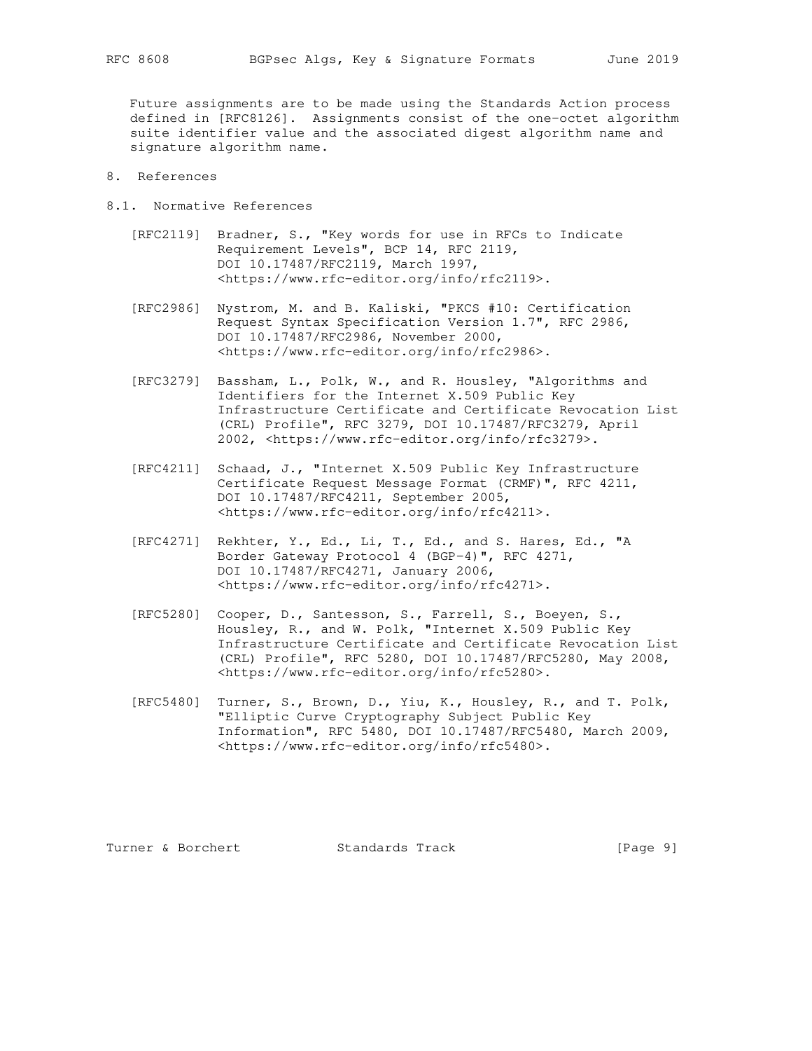Future assignments are to be made using the Standards Action process defined in [RFC8126]. Assignments consist of the one-octet algorithm suite identifier value and the associated digest algorithm name and signature algorithm name.

# 8. References

## 8.1. Normative References

[RFC2119] Bradner, S., "Key words for use in RFCs to Indicate Requirement Levels", BCP 14, RFC 2119, DOI 10.17487/RFC2119, March 1997, <https://www.rfc-editor.org/info/rfc2119>.

[RFC2986] Nystrom, M. and B. Kaliski, "PKCS #10: Certification Request Syntax Specification Version 1.7", RFC 2986, DOI 10.17487/RFC2986, November 2000, <https://www.rfc-editor.org/info/rfc2986>.

[RFC3279] Bassham, L., Polk, W., and R. Housley, "Algorithms and Identifiers for the Internet X.509 Public Key Infrastructure Certificate and Certificate Revocation List (CRL) Profile", RFC 3279, DOI 10.17487/RFC3279, April 2002, <https://www.rfc-editor.org/info/rfc3279>.

[RFC4211] Schaad, J., "Internet X.509 Public Key Infrastructure Certificate Request Message Format (CRMF)", RFC 4211, DOI 10.17487/RFC4211, September 2005, <https://www.rfc-editor.org/info/rfc4211>.

[RFC4271] Rekhter, Y., Ed., Li, T., Ed., and S. Hares, Ed., "A Border Gateway Protocol 4 (BGP-4)", RFC 4271, DOI 10.17487/RFC4271, January 2006, <https://www.rfc-editor.org/info/rfc4271>.

[RFC5280] Cooper, D., Santesson, S., Farrell, S., Boeyen, S., Housley, R., and W. Polk, "Internet X.509 Public Key Infrastructure Certificate and Certificate Revocation List (CRL) Profile", RFC 5280, DOI 10.17487/RFC5280, May 2008, <https://www.rfc-editor.org/info/rfc5280>.

[RFC5480] Turner, S., Brown, D., Yiu, K., Housley, R., and T. Polk, "Elliptic Curve Cryptography Subject Public Key Information", RFC 5480, DOI 10.17487/RFC5480, March 2009, <https://www.rfc-editor.org/info/rfc5480>.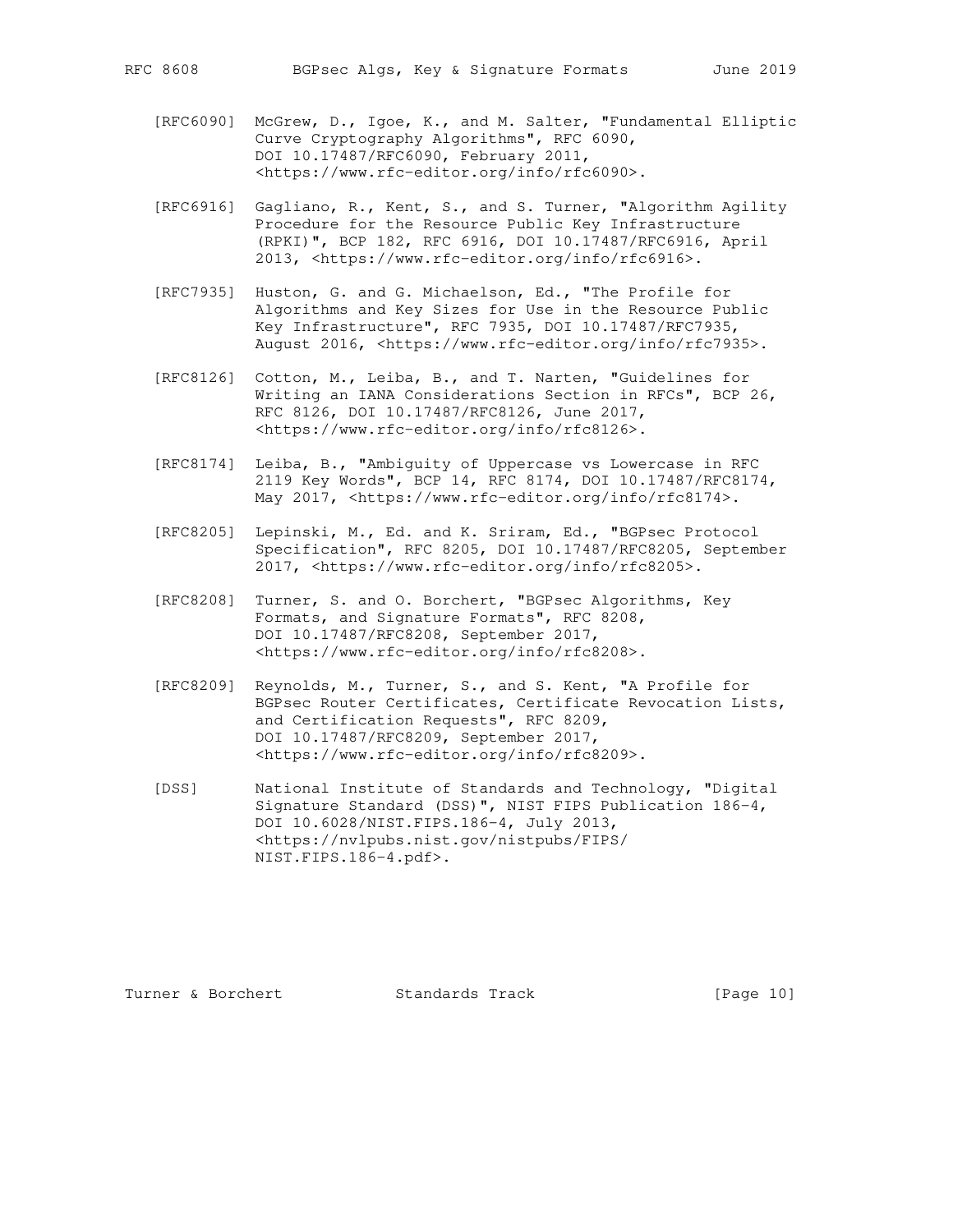[RFC6090] McGrew, D., Igoe, K., and M. Salter, "Fundamental Elliptic Curve Cryptography Algorithms", RFC 6090, DOI 10.17487/RFC6090, February 2011, <https://www.rfc-editor.org/info/rfc6090>.

[RFC6916] Gagliano, R., Kent, S., and S. Turner, "Algorithm Agility Procedure for the Resource Public Key Infrastructure (RPKI)", BCP 182, RFC 6916, DOI 10.17487/RFC6916, April 2013, <https://www.rfc-editor.org/info/rfc6916>.

[RFC7935] Huston, G. and G. Michaelson, Ed., "The Profile for Algorithms and Key Sizes for Use in the Resource Public Key Infrastructure", RFC 7935, DOI 10.17487/RFC7935, August 2016, <https://www.rfc-editor.org/info/rfc7935>.

[RFC8126] Cotton, M., Leiba, B., and T. Narten, "Guidelines for Writing an IANA Considerations Section in RFCs", BCP 26, RFC 8126, DOI 10.17487/RFC8126, June 2017, <https://www.rfc-editor.org/info/rfc8126>.

[RFC8174] Leiba, B., "Ambiguity of Uppercase vs Lowercase in RFC 2119 Key Words", BCP 14, RFC 8174, DOI 10.17487/RFC8174, May 2017, <https://www.rfc-editor.org/info/rfc8174>.

[RFC8205] Lepinski, M., Ed. and K. Sriram, Ed., "BGPsec Protocol Specification", RFC 8205, DOI 10.17487/RFC8205, September 2017, <https://www.rfc-editor.org/info/rfc8205>.

[RFC8208] Turner, S. and O. Borchert, "BGPsec Algorithms, Key Formats, and Signature Formats", RFC 8208, DOI 10.17487/RFC8208, September 2017, <https://www.rfc-editor.org/info/rfc8208>.

[RFC8209] Reynolds, M., Turner, S., and S. Kent, "A Profile for BGPsec Router Certificates, Certificate Revocation Lists, and Certification Requests", RFC 8209, DOI 10.17487/RFC8209, September 2017, <https://www.rfc-editor.org/info/rfc8209>.

[DSS] National Institute of Standards and Technology, "Digital Signature Standard (DSS)", NIST FIPS Publication 186-4, DOI 10.6028/NIST.FIPS.186-4, July 2013, <https://nvlpubs.nist.gov/nistpubs/FIPS/NIST.FIPS.186-4.pdf>.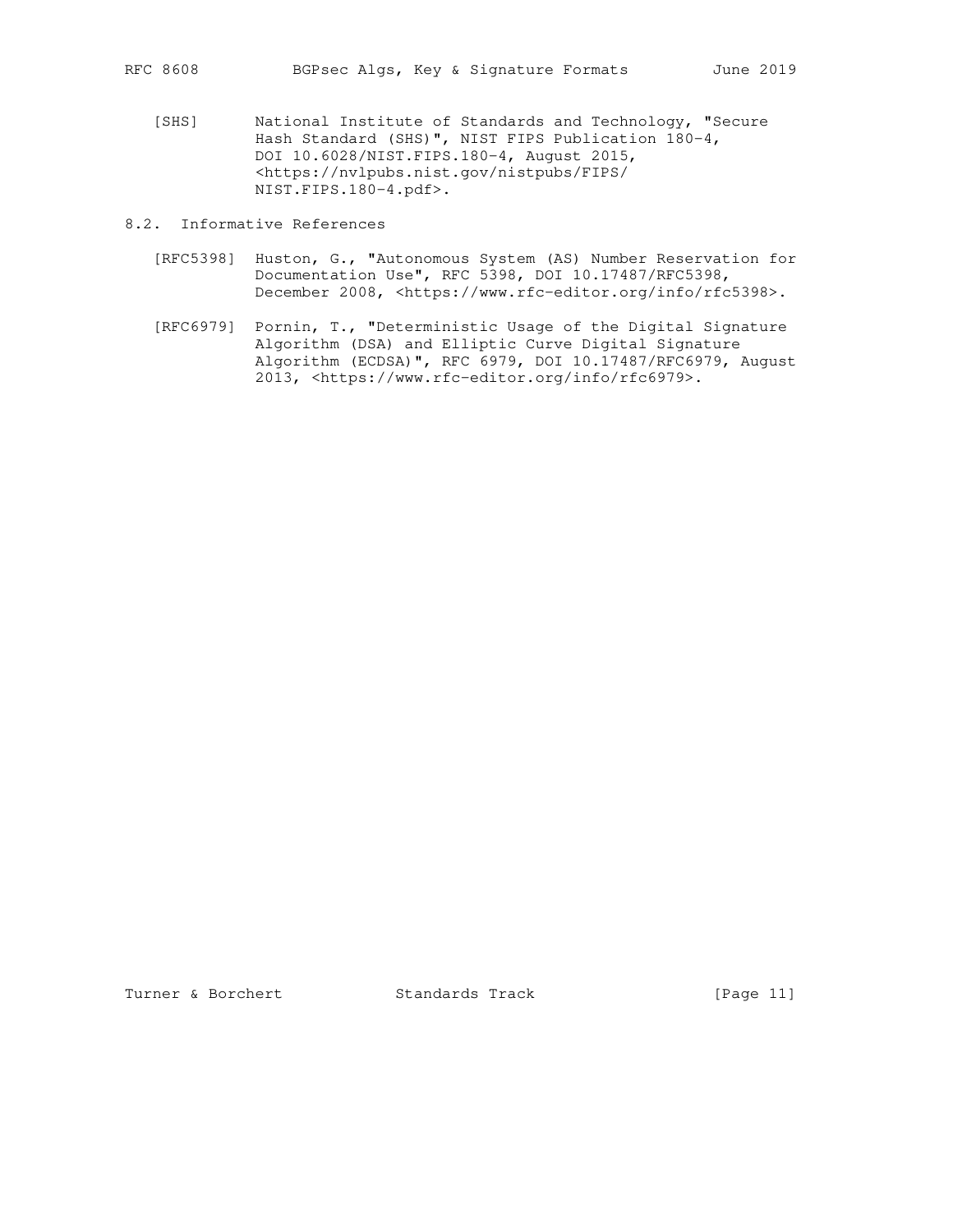[SHS] National Institute of Standards and Technology, "Secure Hash Standard (SHS)", NIST FIPS Publication 180-4, DOI 10.6028/NIST.FIPS.180-4, August 2015, <https://nvlpubs.nist.gov/nistpubs/FIPS/NIST.FIPS.180-4.pdf>.

### 8.2. Informative References

[RFC5398] Huston, G., "Autonomous System (AS) Number Reservation for Documentation Use", RFC 5398, DOI 10.17487/RFC5398, December 2008, <https://www.rfc-editor.org/info/rfc5398>.

[RFC6979] Pornin, T., "Deterministic Usage of the Digital Signature Algorithm (DSA) and Elliptic Curve Digital Signature Algorithm (ECDSA)", RFC 6979, DOI 10.17487/RFC6979, August 2013, <https://www.rfc-editor.org/info/rfc6979>.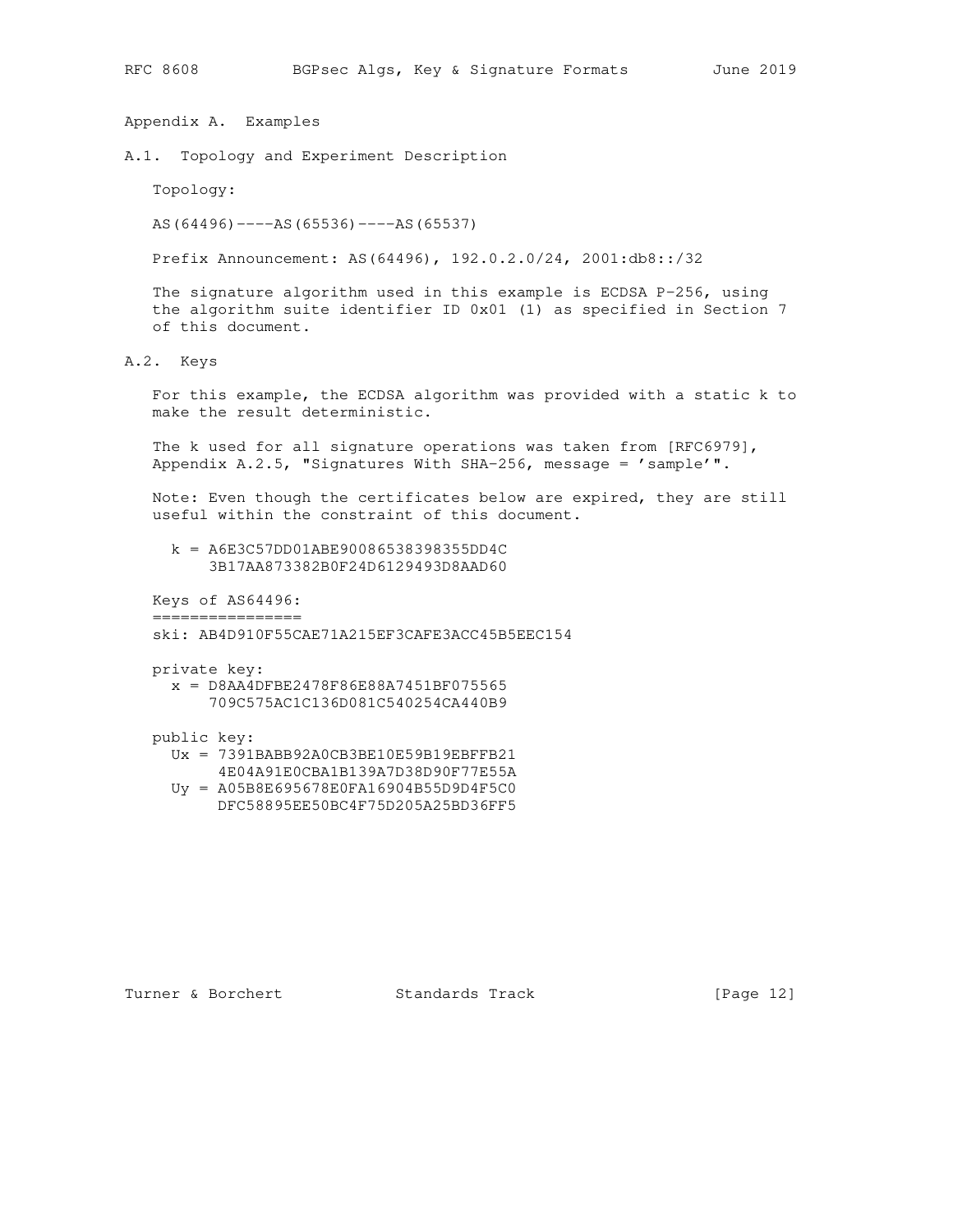## Appendix A. Examples

### A.1. Topology and Experiment Description

Topology:

```
AS(64496)----AS(65536)----AS(65537)
```

Prefix Announcement: AS(64496), 192.0.2.0/24, 2001:db8::/32

The signature algorithm used in this example is ECDSA P-256, using the algorithm suite identifier ID 0x01 (1) as specified in Section 7 of this document.

### A.2. Keys

For this example, the ECDSA algorithm was provided with a static k to make the result deterministic.

The k used for all signature operations was taken from [RFC6979], Appendix A.2.5, "Signatures With SHA-256, message = 'sample'".

Note: Even though the certificates below are expired, they are still useful within the constraint of this document.

```
  k = A6E3C57DD01ABE90086538398355DD4C
      3B17AA873382B0F24D6129493D8AAD60
```

```
Keys of AS64496:
================
ski: AB4D910F55CAE71A215EF3CAFE3ACC45B5EEC154

private key:
  x = D8AA4DFBE2478F86E88A7451BF075565
      709C575AC1C136D081C540254CA440B9

public key:
  Ux = 7391BABB92A0CB3BE10E59B19EBFFB21
       4E04A91E0CBA1B139A7D38D90F77E55A
  Uy = A05B8E695678E0FA16904B55D9D4F5C0
       DFC58895EE50BC4F75D205A25BD36FF5
```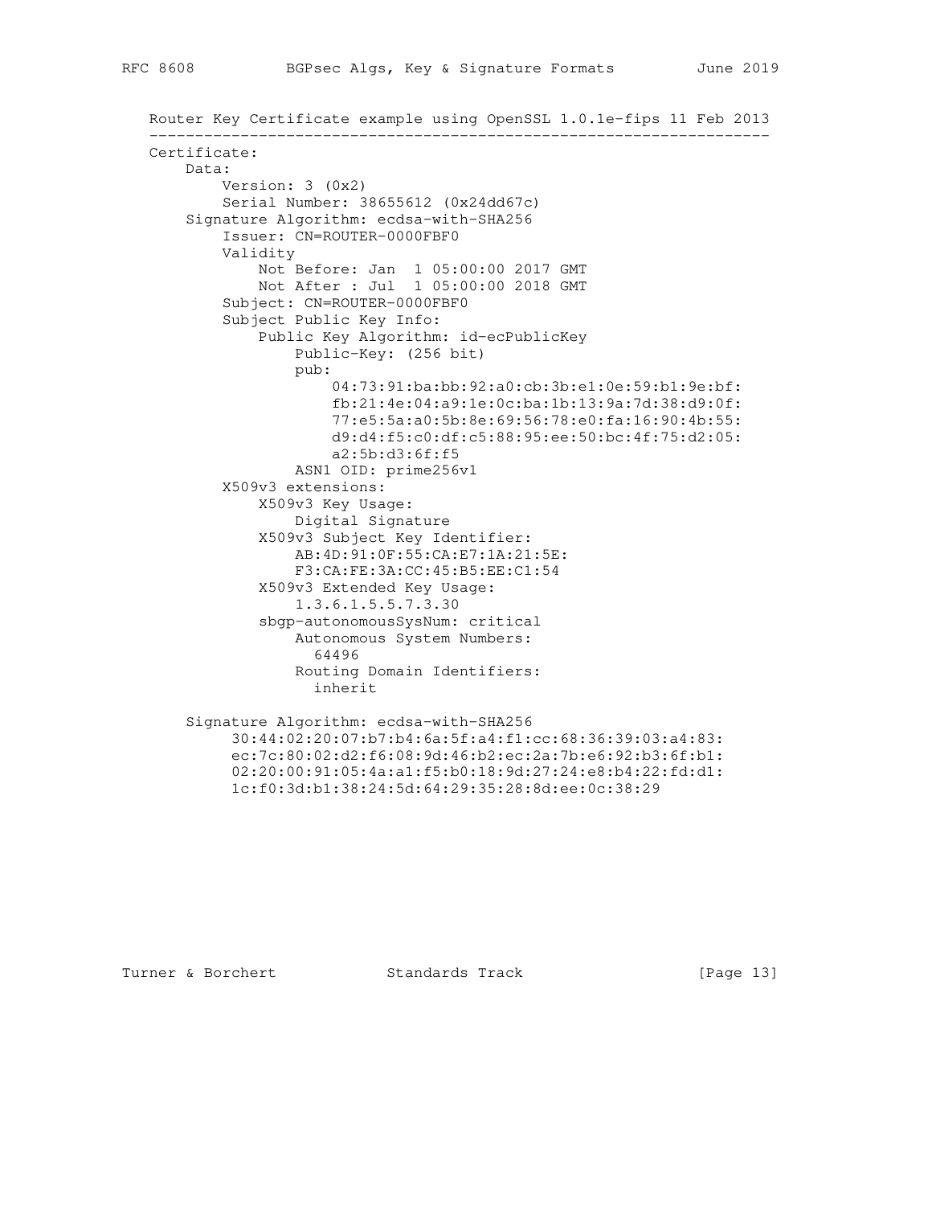```
Router Key Certificate example using OpenSSL 1.0.1e-fips 11 Feb 2013
--------------------------------------------------------------------
Certificate:
    Data:
        Version: 3 (0x2)
        Serial Number: 38655612 (0x24dd67c)
    Signature Algorithm: ecdsa-with-SHA256
        Issuer: CN=ROUTER-0000FBF0
        Validity
            Not Before: Jan  1 05:00:00 2017 GMT
            Not After : Jul  1 05:00:00 2018 GMT
        Subject: CN=ROUTER-0000FBF0
        Subject Public Key Info:
            Public Key Algorithm: id-ecPublicKey
                Public-Key: (256 bit)
                pub:
                    04:73:91:ba:bb:92:a0:cb:3b:e1:0e:59:b1:9e:bf:
                    fb:21:4e:04:a9:1e:0c:ba:1b:13:9a:7d:38:d9:0f:
                    77:e5:5a:a0:5b:8e:69:56:78:e0:fa:16:90:4b:55:
                    d9:d4:f5:c0:df:c5:88:95:ee:50:bc:4f:75:d2:05:
                    a2:5b:d3:6f:f5
                ASN1 OID: prime256v1
        X509v3 extensions:
            X509v3 Key Usage:
                Digital Signature
            X509v3 Subject Key Identifier:
                AB:4D:91:0F:55:CA:E7:1A:21:5E:
                F3:CA:FE:3A:CC:45:B5:EE:C1:54
            X509v3 Extended Key Usage:
                1.3.6.1.5.5.7.3.30
            sbgp-autonomousSysNum: critical
                Autonomous System Numbers:
                  64496
                Routing Domain Identifiers:
                  inherit

    Signature Algorithm: ecdsa-with-SHA256
         30:44:02:20:07:b7:b4:6a:5f:a4:f1:cc:68:36:39:03:a4:83:
         ec:7c:80:02:d2:f6:08:9d:46:b2:ec:2a:7b:e6:92:b3:6f:b1:
         02:20:00:91:05:4a:a1:f5:b0:18:9d:27:24:e8:b4:22:fd:d1:
         1c:f0:3d:b1:38:24:5d:64:29:35:28:8d:ee:0c:38:29
```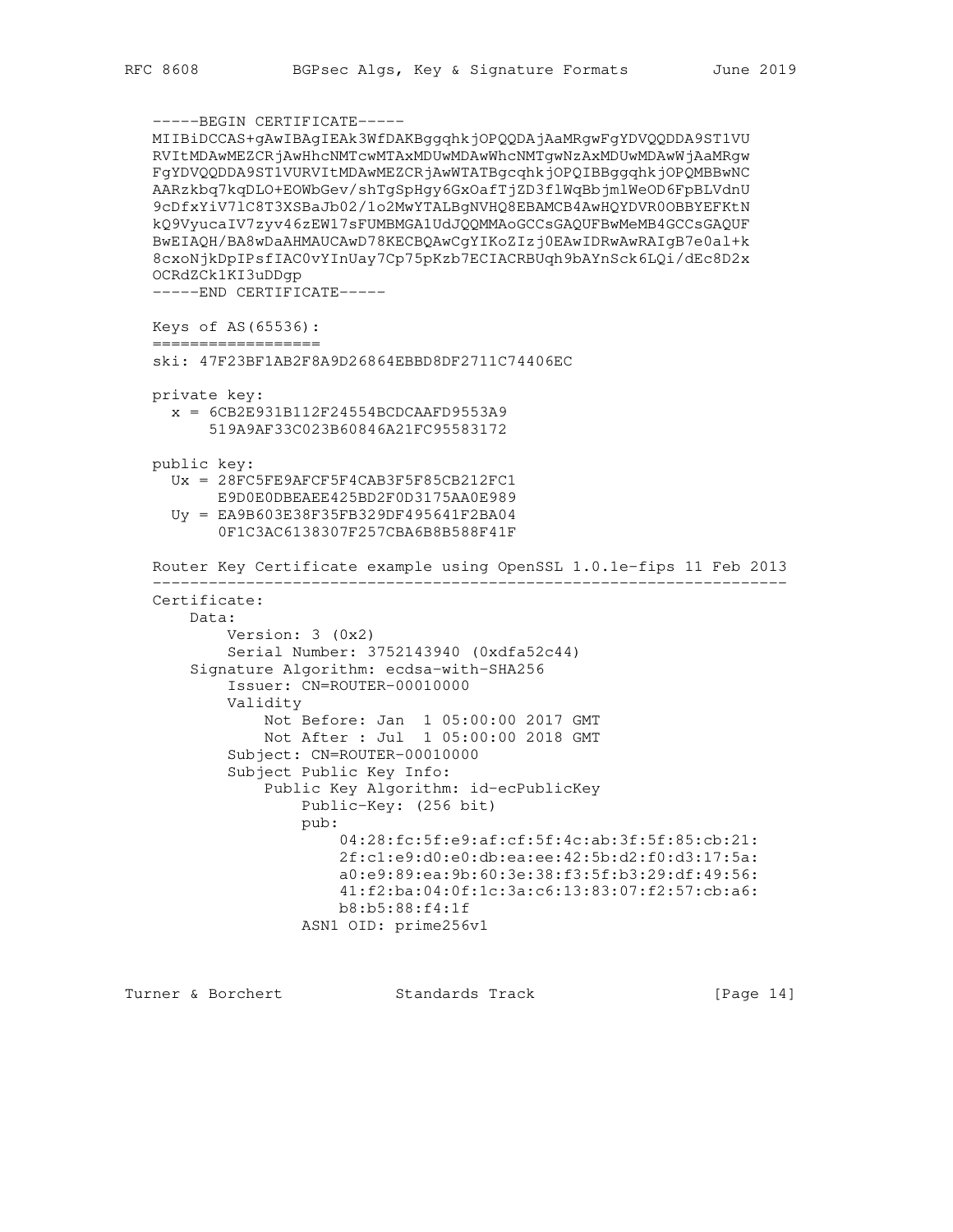```
-----BEGIN CERTIFICATE-----
MIIBiDCCAS+gAwIBAgIEAk3WfDAKBggqhkjOPQQDAjAaMRgwFgYDVQQDDA9ST1VU
RVItMDAwMEZCRjAwHhcNMTcwMTAxMDUwMDAwWhcNMTgwNzAxMDUwMDAwWjAaMRgw
FgYDVQQDDA9ST1VURVItMDAwMEZCRjAwWTATBgcqhkjOPQIBBggqhkjOPQMBBwNC
AARzkbq7kqDLO+EOWbGev/shTgSpHgy6GxOafTjZD3flWqBbjmlWeOD6FpBLVdnU
9cDfxYiV7lC8T3XSBaJb02/1o2MwYTALBgNVHQ8EBAMCB4AwHQYDVR0OBBYEFKtN
kQ9VyucaIV7zyv46zEW17sFUMBMGA1UdJQQMMAoGCCsGAQUFBwMeMB4GCCsGAQUF
BwEIAQH/BA8wDaAHMAUCAwD78KECBQAwCgYIKoZIzj0EAwIDRwAwRAIgB7e0al+k
8cxoNjkDpIPsfIAC0vYInUay7Cp75pKzb7ECIACRBUqh9bAYnSck6LQi/dEc8D2x
OCRdZCk1KI3uDDgp
-----END CERTIFICATE-----

Keys of AS(65536):
==================
ski: 47F23BF1AB2F8A9D26864EBBD8DF2711C74406EC

private key:
  x = 6CB2E931B112F24554BCDCAAFD9553A9
      519A9AF33C023B60846A21FC95583172

public key:
  Ux = 28FC5FE9AFCF5F4CAB3F5F85CB212FC1
       E9D0E0DBEAEE425BD2F0D3175AA0E989
  Uy = EA9B603E38F35FB329DF495641F2BA04
       0F1C3AC6138307F257CBA6B8B588F41F

Router Key Certificate example using OpenSSL 1.0.1e-fips 11 Feb 2013
--------------------------------------------------------------------
Certificate:
    Data:
        Version: 3 (0x2)
        Serial Number: 3752143940 (0xdfa52c44)
    Signature Algorithm: ecdsa-with-SHA256
        Issuer: CN=ROUTER-00010000
        Validity
            Not Before: Jan  1 05:00:00 2017 GMT
            Not After : Jul  1 05:00:00 2018 GMT
        Subject: CN=ROUTER-00010000
        Subject Public Key Info:
            Public Key Algorithm: id-ecPublicKey
                Public-Key: (256 bit)
                pub:
                    04:28:fc:5f:e9:af:cf:5f:4c:ab:3f:5f:85:cb:21:
                    2f:c1:e9:d0:e0:db:ea:ee:42:5b:d2:f0:d3:17:5a:
                    a0:e9:89:ea:9b:60:3e:38:f3:5f:b3:29:df:49:56:
                    41:f2:ba:04:0f:1c:3a:c6:13:83:07:f2:57:cb:a6:
                    b8:b5:88:f4:1f
                ASN1 OID: prime256v1
```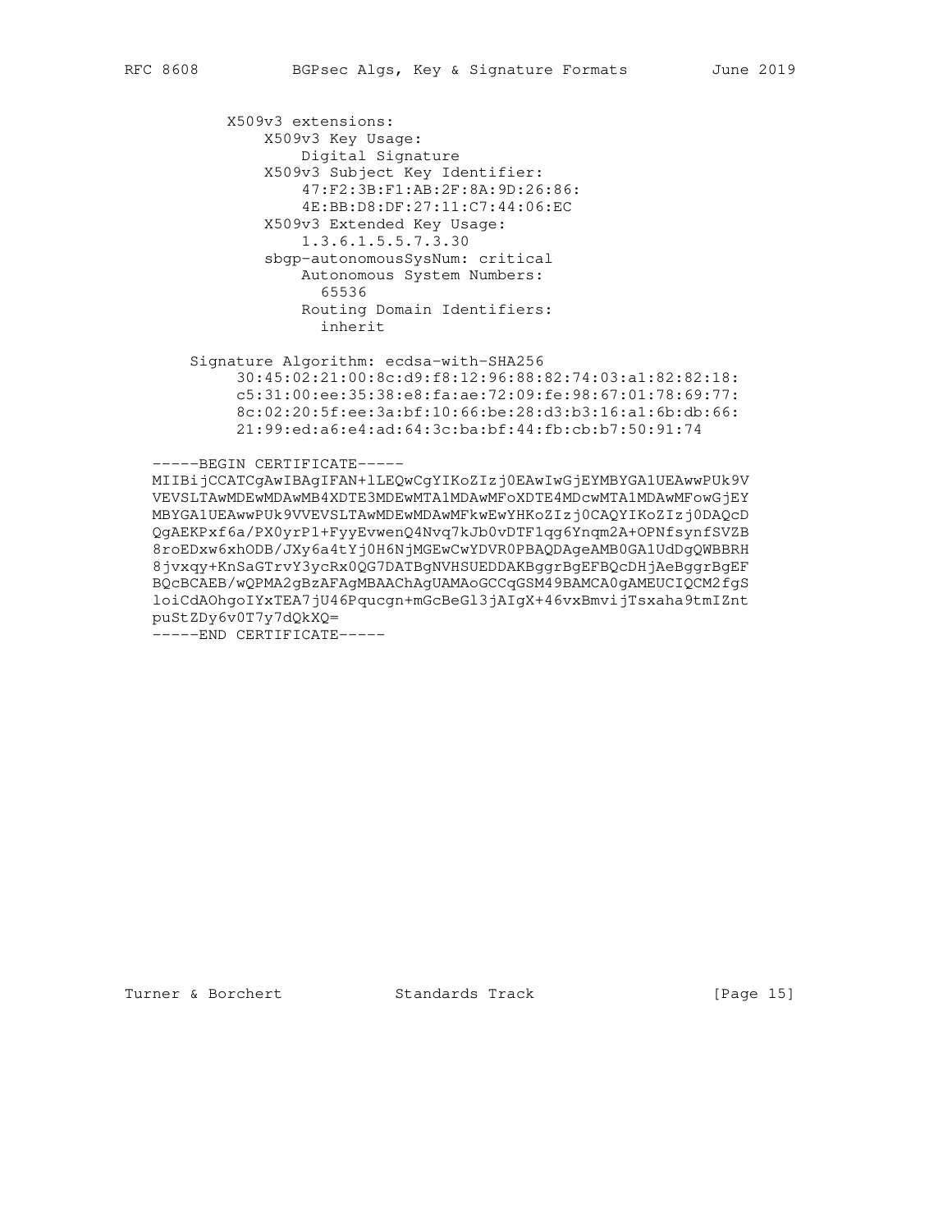```
         X509v3 extensions:
             X509v3 Key Usage:
                 Digital Signature
             X509v3 Subject Key Identifier:
                 47:F2:3B:F1:AB:2F:8A:9D:26:86:
                 4E:BB:D8:DF:27:11:C7:44:06:EC
             X509v3 Extended Key Usage:
                 1.3.6.1.5.5.7.3.30
             sbgp-autonomousSysNum: critical
                 Autonomous System Numbers:
                   65536
                 Routing Domain Identifiers:
                   inherit

     Signature Algorithm: ecdsa-with-SHA256
          30:45:02:21:00:8c:d9:f8:12:96:88:82:74:03:a1:82:82:18:
          c5:31:00:ee:35:38:e8:fa:ae:72:09:fe:98:67:01:78:69:77:
          8c:02:20:5f:ee:3a:bf:10:66:be:28:d3:b3:16:a1:6b:db:66:
          21:99:ed:a6:e4:ad:64:3c:ba:bf:44:fb:cb:b7:50:91:74

   -----BEGIN CERTIFICATE-----
   MIIBijCCATCgAwIBAgIFAN+lLEQwCgYIKoZIzj0EAwIwGjEYMBYGA1UEAwwPUk9V
   VEVSLTAwMDEwMDAwMB4XDTE3MDEwMTA1MDAwMFoXDTE4MDcwMTA1MDAwMFowGjEY
   MBYGA1UEAwwPUk9VVEVSLTAwMDEwMDAwMFkwEwYHKoZIzj0CAQYIKoZIzj0DAQcD
   QgAEKPxf6a/PX0yrP1+FyyEvwenQ4Nvq7kJb0vDTF1qg6Ynqm2A+OPNfsynfSVZB
   8roEDxw6xhODB/JXy6a4tYj0H6NjMGEwCwYDVR0PBAQDAgeAMB0GA1UdDgQWBBRH
   8jvxqy+KnSaGTrvY3ycRx0QG7DATBgNVHSUEDDAKBggrBgEFBQcDHjAeBggrBgEF
   BQcBCAEB/wQPMA2gBzAFAgMBAAChAgUAMAoGCCqGSM49BAMCA0gAMEUCIQCM2fgS
   loiCdAOhgoIYxTEA7jU46Pqucgn+mGcBeGl3jAIgX+46vxBmvijTsxaha9tmIZnt
   puStZDy6v0T7y7dQkXQ=
   -----END CERTIFICATE-----
```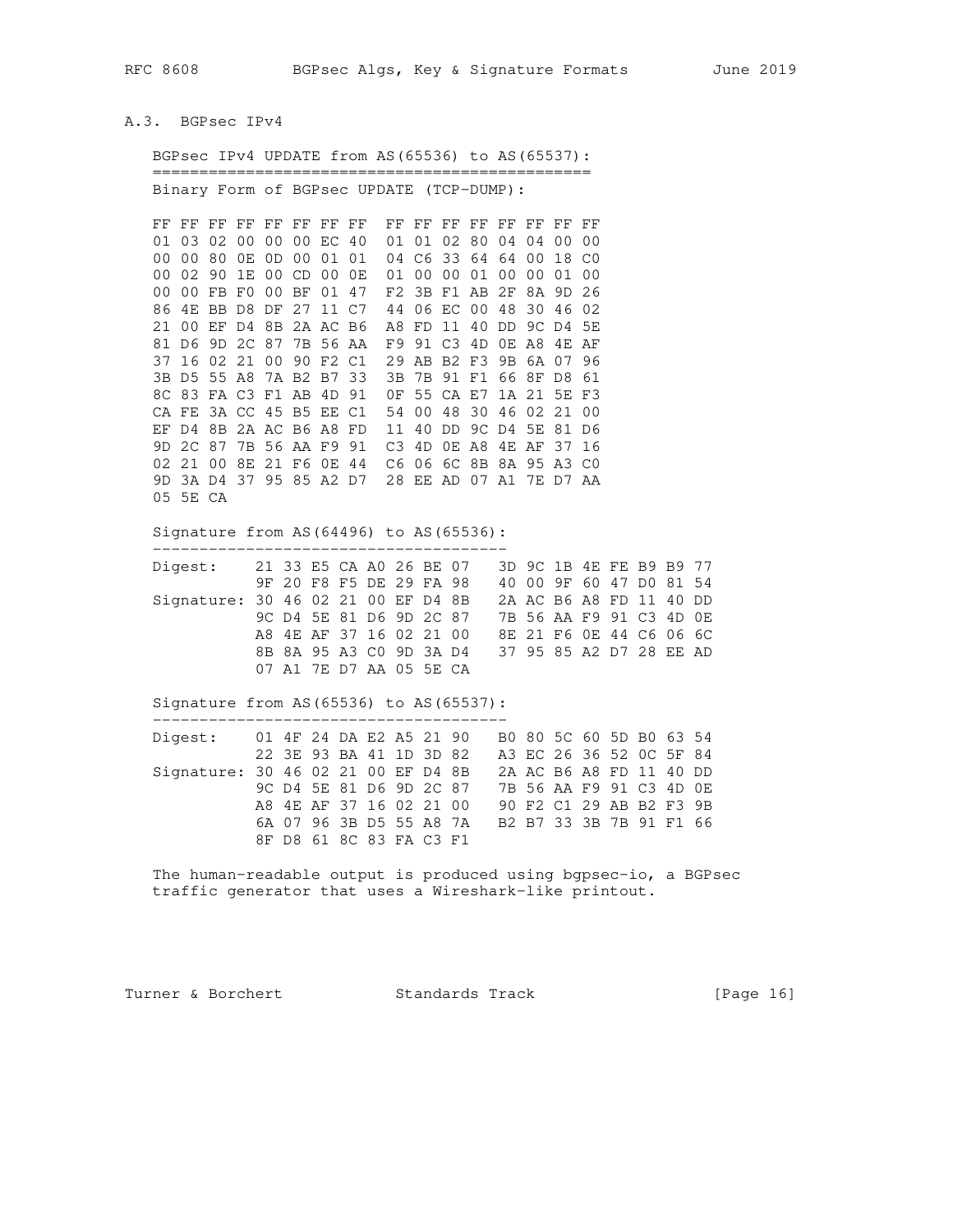### A.3. BGPsec IPv4

BGPsec IPv4 UPDATE from AS(65536) to AS(65537):

```
=================================================
```

Binary Form of BGPsec UPDATE (TCP-DUMP):

```
FF FF FF FF FF FF FF FF  FF FF FF FF FF FF FF FF
01 03 02 00 00 00 EC 40  01 01 02 80 04 04 00 00
00 00 80 0E 0D 00 01 01  04 C6 33 64 64 00 18 C0
00 02 90 1E 00 CD 00 0E  01 00 00 01 00 00 01 00
00 00 FB F0 00 BF 01 47  F2 3B F1 AB 2F 8A 9D 26
86 4E BB D8 DF 27 11 C7  44 06 EC 00 48 30 46 02
21 00 EF D4 8B 2A AC B6  A8 FD 11 40 DD 9C D4 5E
81 D6 9D 2C 87 7B 56 AA  F9 91 C3 4D 0E A8 4E AF
37 16 02 21 00 90 F2 C1  29 AB B2 F3 9B 6A 07 96
3B D5 55 A8 7A B2 B7 33  3B 7B 91 F1 66 8F D8 61
8C 83 FA C3 F1 AB 4D 91  0F 55 CA E7 1A 21 5E F3
CA FE 3A CC 45 B5 EE C1  54 00 48 30 46 02 21 00
EF D4 8B 2A AC B6 A8 FD  11 40 DD 9C D4 5E 81 D6
9D 2C 87 7B 56 AA F9 91  C3 4D 0E A8 4E AF 37 16
02 21 00 8E 21 F6 0E 44  C6 06 6C 8B 8A 95 A3 C0
9D 3A D4 37 95 85 A2 D7  28 EE AD 07 A1 7E D7 AA
05 5E CA
```

Signature from AS(64496) to AS(65536):

```
--------------------------------------
Digest:    21 33 E5 CA A0 26 BE 07   3D 9C 1B 4E FE B9 B9 77
           9F 20 F8 F5 DE 29 FA 98   40 00 9F 60 47 D0 81 54
Signature: 30 46 02 21 00 EF D4 8B   2A AC B6 A8 FD 11 40 DD
           9C D4 5E 81 D6 9D 2C 87   7B 56 AA F9 91 C3 4D 0E
           A8 4E AF 37 16 02 21 00   8E 21 F6 0E 44 C6 06 6C
           8B 8A 95 A3 C0 9D 3A D4   37 95 85 A2 D7 28 EE AD
           07 A1 7E D7 AA 05 5E CA
```

Signature from AS(65536) to AS(65537):

```
--------------------------------------
Digest:    01 4F 24 DA E2 A5 21 90   B0 80 5C 60 5D B0 63 54
           22 3E 93 BA 41 1D 3D 82   A3 EC 26 36 52 0C 5F 84
Signature: 30 46 02 21 00 EF D4 8B   2A AC B6 A8 FD 11 40 DD
           9C D4 5E 81 D6 9D 2C 87   7B 56 AA F9 91 C3 4D 0E
           A8 4E AF 37 16 02 21 00   90 F2 C1 29 AB B2 F3 9B
           6A 07 96 3B D5 55 A8 7A   B2 B7 33 3B 7B 91 F1 66
           8F D8 61 8C 83 FA C3 F1
```

The human-readable output is produced using bgpsec-io, a BGPsec traffic generator that uses a Wireshark-like printout.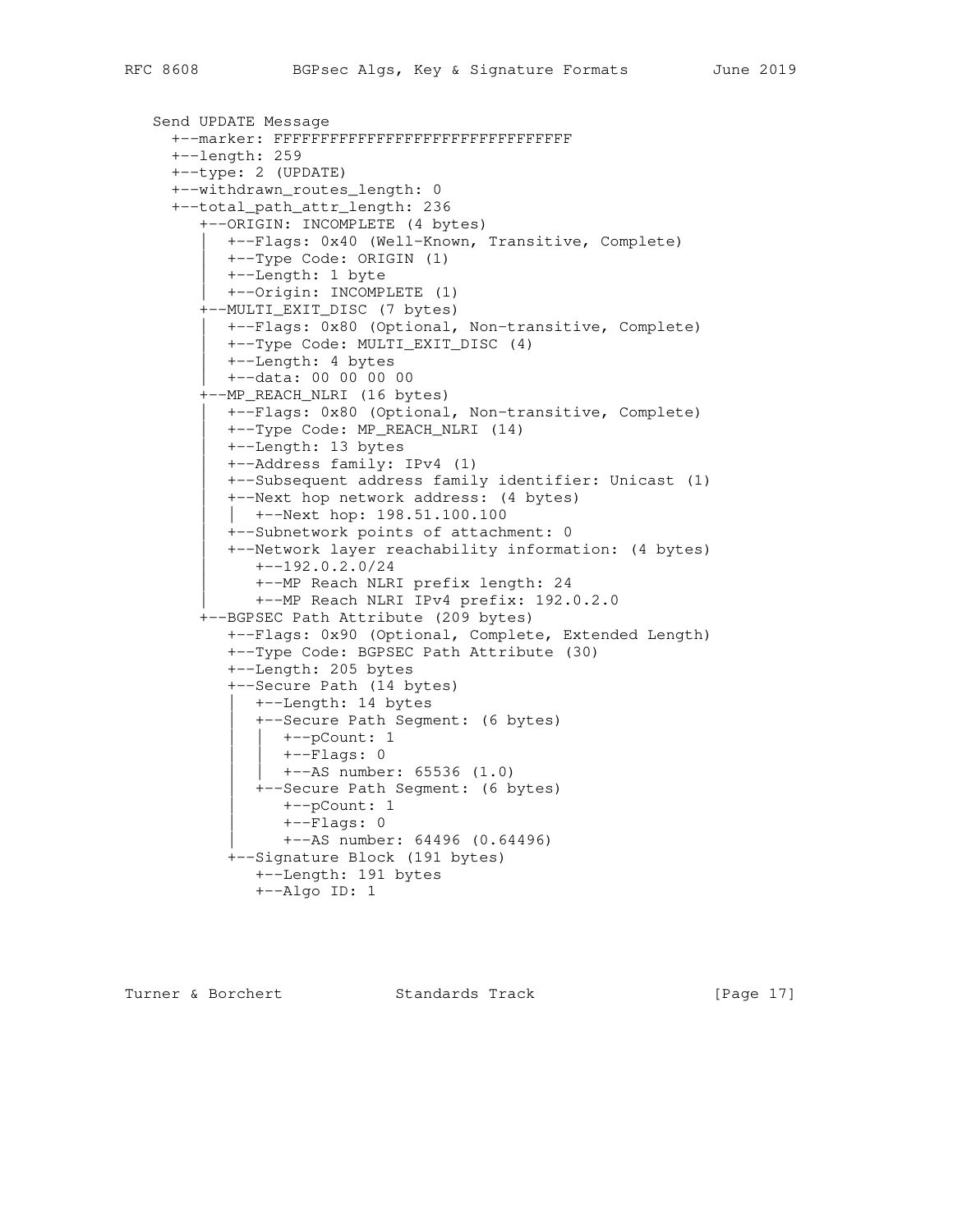```
   Send UPDATE Message
     +--marker: FFFFFFFFFFFFFFFFFFFFFFFFFFFFFFFF
     +--length: 259
     +--type: 2 (UPDATE)
     +--withdrawn_routes_length: 0
     +--total_path_attr_length: 236
        +--ORIGIN: INCOMPLETE (4 bytes)
        |  +--Flags: 0x40 (Well-Known, Transitive, Complete)
        |  +--Type Code: ORIGIN (1)
        |  +--Length: 1 byte
        |  +--Origin: INCOMPLETE (1)
        +--MULTI_EXIT_DISC (7 bytes)
        |  +--Flags: 0x80 (Optional, Non-transitive, Complete)
        |  +--Type Code: MULTI_EXIT_DISC (4)
        |  +--Length: 4 bytes
        |  +--data: 00 00 00 00
        +--MP_REACH_NLRI (16 bytes)
        |  +--Flags: 0x80 (Optional, Non-transitive, Complete)
        |  +--Type Code: MP_REACH_NLRI (14)
        |  +--Length: 13 bytes
        |  +--Address family: IPv4 (1)
        |  +--Subsequent address family identifier: Unicast (1)
        |  +--Next hop network address: (4 bytes)
        |  |  +--Next hop: 198.51.100.100
        |  +--Subnetwork points of attachment: 0
        |  +--Network layer reachability information: (4 bytes)
        |     +--192.0.2.0/24
        |     +--MP Reach NLRI prefix length: 24
        |     +--MP Reach NLRI IPv4 prefix: 192.0.2.0
        +--BGPSEC Path Attribute (209 bytes)
           +--Flags: 0x90 (Optional, Complete, Extended Length)
           +--Type Code: BGPSEC Path Attribute (30)
           +--Length: 205 bytes
           +--Secure Path (14 bytes)
           |  +--Length: 14 bytes
           |  +--Secure Path Segment: (6 bytes)
           |  |  +--pCount: 1
           |  |  +--Flags: 0
           |  |  +--AS number: 65536 (1.0)
           |  +--Secure Path Segment: (6 bytes)
           |     +--pCount: 1
           |     +--Flags: 0
           |     +--AS number: 64496 (0.64496)
           +--Signature Block (191 bytes)
              +--Length: 191 bytes
              +--Algo ID: 1
```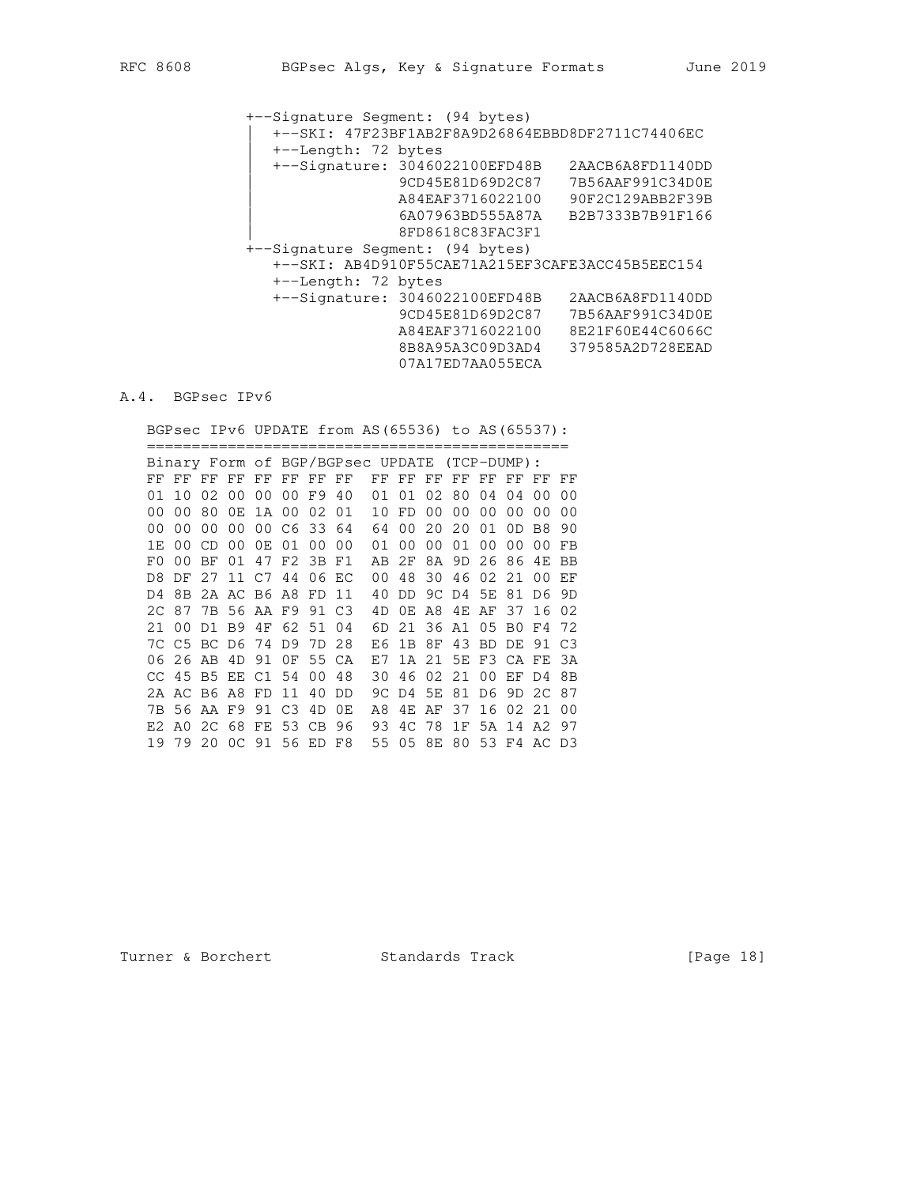```
             +--Signature Segment: (94 bytes)
             |  +--SKI: 47F23BF1AB2F8A9D26864EBBD8DF2711C74406EC
             |  +--Length: 72 bytes
             |  +--Signature: 3046022100EFD48B   2AACB6A8FD1140DD
             |                9CD45E81D69D2C87   7B56AAF991C34D0E
             |                A84EAF3716022100   90F2C129ABB2F39B
             |                6A07963BD555A87A   B2B7333B7B91F166
             |                8FD8618C83FAC3F1
             +--Signature Segment: (94 bytes)
                +--SKI: AB4D910F55CAE71A215EF3CAFE3ACC45B5EEC154
                +--Length: 72 bytes
                +--Signature: 3046022100EFD48B   2AACB6A8FD1140DD
                              9CD45E81D69D2C87   7B56AAF991C34D0E
                              A84EAF3716022100   8E21F60E44C6066C
                              8B8A95A3C09D3AD4   379585A2D728EEAD
                              07A17ED7AA055ECA
```

## A.4. BGPsec IPv6

```
   BGPsec IPv6 UPDATE from AS(65536) to AS(65537):
   ===============================================
   Binary Form of BGP/BGPsec UPDATE (TCP-DUMP):
   FF FF FF FF FF FF FF FF  FF FF FF FF FF FF FF FF
   01 10 02 00 00 00 F9 40  01 01 02 80 04 04 00 00
   00 00 80 0E 1A 00 02 01  10 FD 00 00 00 00 00 00
   00 00 00 00 00 C6 33 64  64 00 20 20 01 0D B8 90
   1E 00 CD 00 0E 01 00 00  01 00 00 01 00 00 00 FB
   F0 00 BF 01 47 F2 3B F1  AB 2F 8A 9D 26 86 4E BB
   D8 DF 27 11 C7 44 06 EC  00 48 30 46 02 21 00 EF
   D4 8B 2A AC B6 A8 FD 11  40 DD 9C D4 5E 81 D6 9D
   2C 87 7B 56 AA F9 91 C3  4D 0E A8 4E AF 37 16 02
   21 00 D1 B9 4F 62 51 04  6D 21 36 A1 05 B0 F4 72
   7C C5 BC D6 74 D9 7D 28  E6 1B 8F 43 BD DE 91 C3
   06 26 AB 4D 91 0F 55 CA  E7 1A 21 5E F3 CA FE 3A
   CC 45 B5 EE C1 54 00 48  30 46 02 21 00 EF D4 8B
   2A AC B6 A8 FD 11 40 DD  9C D4 5E 81 D6 9D 2C 87
   7B 56 AA F9 91 C3 4D 0E  A8 4E AF 37 16 02 21 00
   E2 A0 2C 68 FE 53 CB 96  93 4C 78 1F 5A 14 A2 97
   19 79 20 0C 91 56 ED F8  55 05 8E 80 53 F4 AC D3
```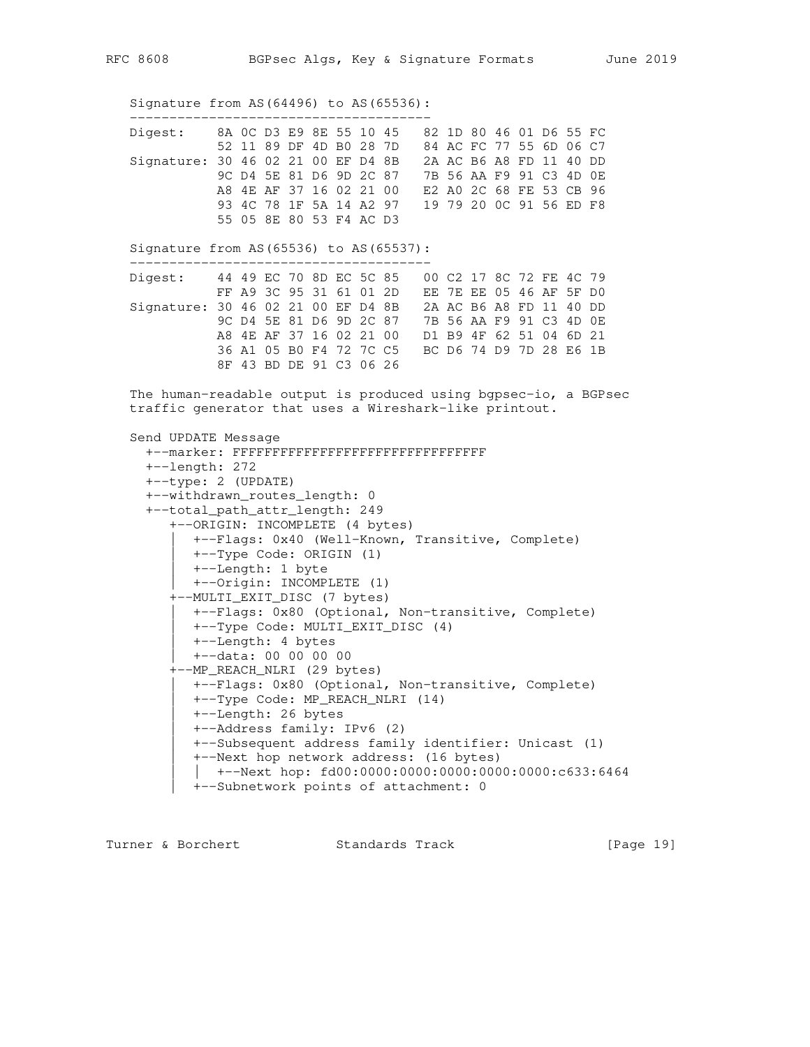```
Signature from AS(64496) to AS(65536):
--------------------------------------
Digest:    8A 0C D3 E9 8E 55 10 45   82 1D 80 46 01 D6 55 FC
           52 11 89 DF 4D B0 28 7D   84 AC FC 77 55 6D 06 C7
Signature: 30 46 02 21 00 EF D4 8B   2A AC B6 A8 FD 11 40 DD
           9C D4 5E 81 D6 9D 2C 87   7B 56 AA F9 91 C3 4D 0E
           A8 4E AF 37 16 02 21 00   E2 A0 2C 68 FE 53 CB 96
           93 4C 78 1F 5A 14 A2 97   19 79 20 0C 91 56 ED F8
           55 05 8E 80 53 F4 AC D3

Signature from AS(65536) to AS(65537):
--------------------------------------
Digest:    44 49 EC 70 8D EC 5C 85   00 C2 17 8C 72 FE 4C 79
           FF A9 3C 95 31 61 01 2D   EE 7E EE 05 46 AF 5F D0
Signature: 30 46 02 21 00 EF D4 8B   2A AC B6 A8 FD 11 40 DD
           9C D4 5E 81 D6 9D 2C 87   7B 56 AA F9 91 C3 4D 0E
           A8 4E AF 37 16 02 21 00   D1 B9 4F 62 51 04 6D 21
           36 A1 05 B0 F4 72 7C C5   BC D6 74 D9 7D 28 E6 1B
           8F 43 BD DE 91 C3 06 26
```

The human-readable output is produced using bgpsec-io, a BGPsec traffic generator that uses a Wireshark-like printout.

```
Send UPDATE Message
  +--marker: FFFFFFFFFFFFFFFFFFFFFFFFFFFFFFFF
  +--length: 272
  +--type: 2 (UPDATE)
  +--withdrawn_routes_length: 0
  +--total_path_attr_length: 249
     +--ORIGIN: INCOMPLETE (4 bytes)
     |  +--Flags: 0x40 (Well-Known, Transitive, Complete)
     |  +--Type Code: ORIGIN (1)
     |  +--Length: 1 byte
     |  +--Origin: INCOMPLETE (1)
     +--MULTI_EXIT_DISC (7 bytes)
     |  +--Flags: 0x80 (Optional, Non-transitive, Complete)
     |  +--Type Code: MULTI_EXIT_DISC (4)
     |  +--Length: 4 bytes
     |  +--data: 00 00 00 00
     +--MP_REACH_NLRI (29 bytes)
     |  +--Flags: 0x80 (Optional, Non-transitive, Complete)
     |  +--Type Code: MP_REACH_NLRI (14)
     |  +--Length: 26 bytes
     |  +--Address family: IPv6 (2)
     |  +--Subsequent address family identifier: Unicast (1)
     |  +--Next hop network address: (16 bytes)
     |  |  +--Next hop: fd00:0000:0000:0000:0000:0000:c633:6464
     |  +--Subnetwork points of attachment: 0
```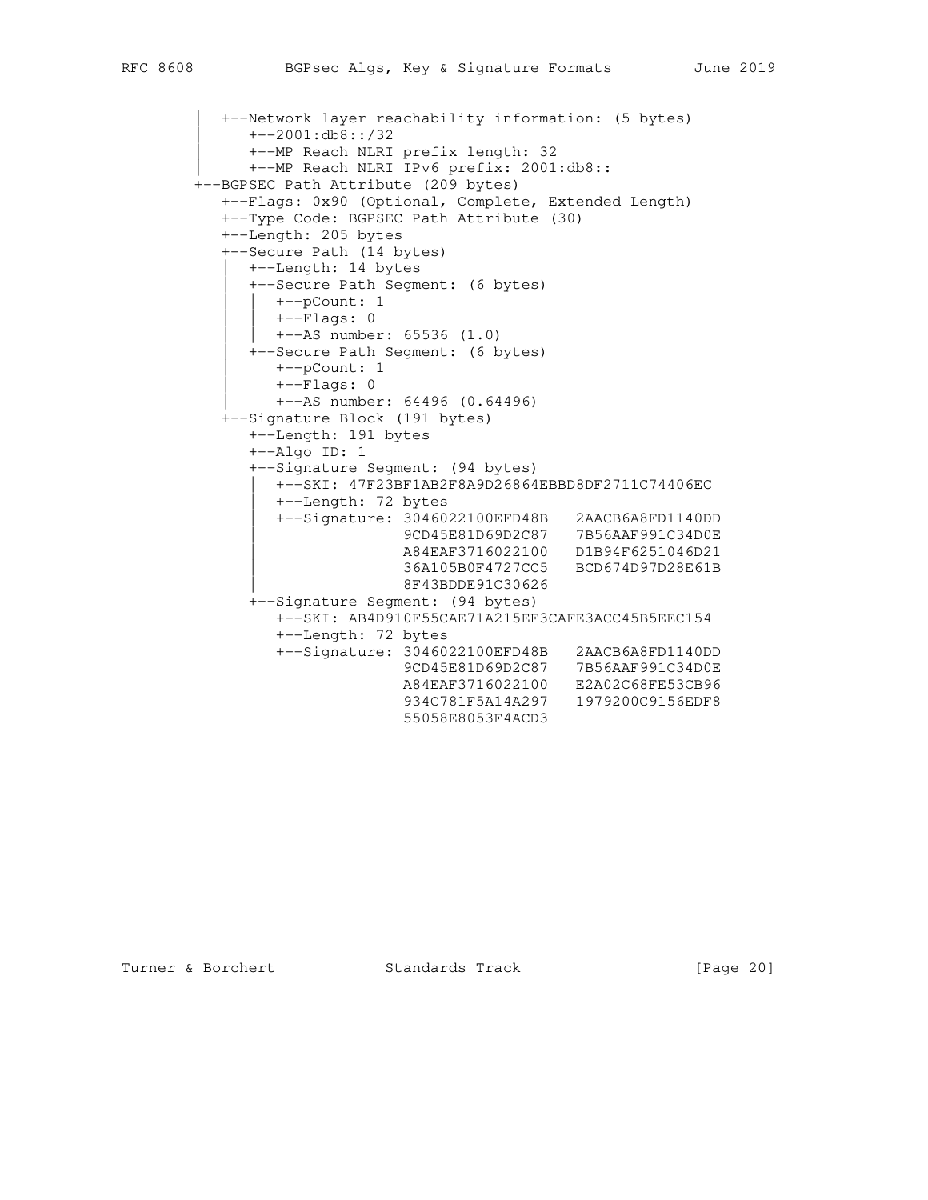```
         |  +--Network layer reachability information: (5 bytes)
         |     +--2001:db8::/32
         |     +--MP Reach NLRI prefix length: 32
         |     +--MP Reach NLRI IPv6 prefix: 2001:db8::
         +--BGPSEC Path Attribute (209 bytes)
            +--Flags: 0x90 (Optional, Complete, Extended Length)
            +--Type Code: BGPSEC Path Attribute (30)
            +--Length: 205 bytes
            +--Secure Path (14 bytes)
            |  +--Length: 14 bytes
            |  +--Secure Path Segment: (6 bytes)
            |  |  +--pCount: 1
            |  |  +--Flags: 0
            |  |  +--AS number: 65536 (1.0)
            |  +--Secure Path Segment: (6 bytes)
            |     +--pCount: 1
            |     +--Flags: 0
            |     +--AS number: 64496 (0.64496)
            +--Signature Block (191 bytes)
               +--Length: 191 bytes
               +--Algo ID: 1
               +--Signature Segment: (94 bytes)
               |  +--SKI: 47F23BF1AB2F8A9D26864EBBD8DF2711C74406EC
               |  +--Length: 72 bytes
               |  +--Signature: 3046022100EFD48B   2AACB6A8FD1140DD
               |                9CD45E81D69D2C87   7B56AAF991C34D0E
               |                A84EAF3716022100   D1B94F6251046D21
               |                36A105B0F4727CC5   BCD674D97D28E61B
               |                8F43BDDE91C30626
               +--Signature Segment: (94 bytes)
                  +--SKI: AB4D910F55CAE71A215EF3CAFE3ACC45B5EEC154
                  +--Length: 72 bytes
                  +--Signature: 3046022100EFD48B   2AACB6A8FD1140DD
                                9CD45E81D69D2C87   7B56AAF991C34D0E
                                A84EAF3716022100   E2A02C68FE53CB96
                                934C781F5A14A297   1979200C9156EDF8
                                55058E8053F4ACD3
```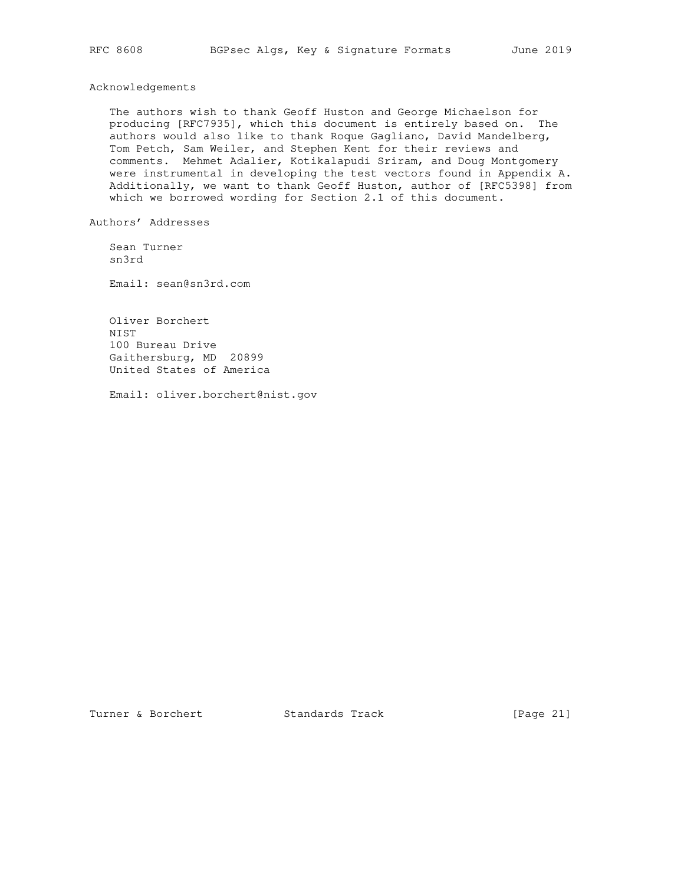## Acknowledgements

The authors wish to thank Geoff Huston and George Michaelson for producing [RFC7935], which this document is entirely based on. The authors would also like to thank Roque Gagliano, David Mandelberg, Tom Petch, Sam Weiler, and Stephen Kent for their reviews and comments. Mehmet Adalier, Kotikalapudi Sriram, and Doug Montgomery were instrumental in developing the test vectors found in Appendix A. Additionally, we want to thank Geoff Huston, author of [RFC5398] from which we borrowed wording for Section 2.1 of this document.

## Authors' Addresses

Sean Turner
sn3rd

Email: sean@sn3rd.com

Oliver Borchert
NIST
100 Bureau Drive
Gaithersburg, MD  20899
United States of America

Email: oliver.borchert@nist.gov